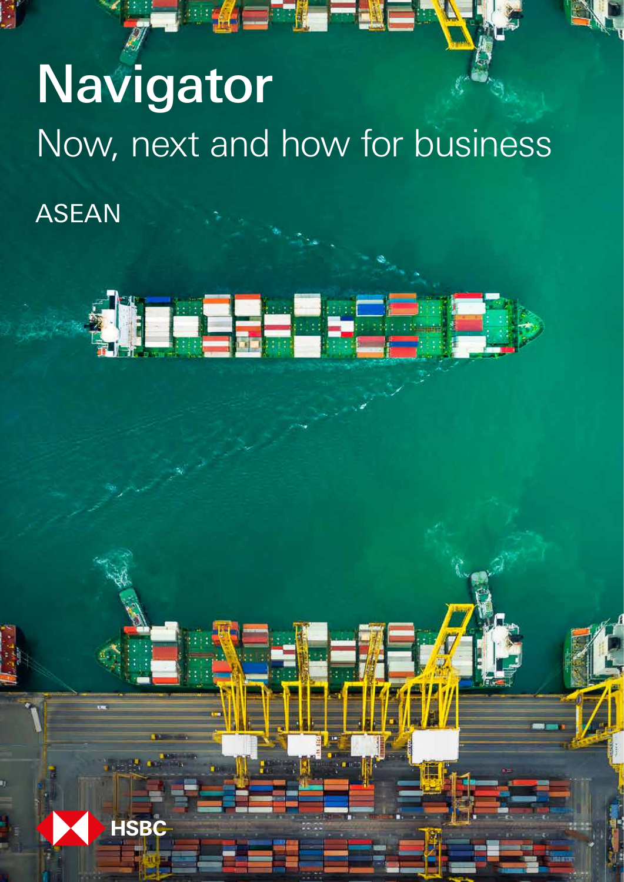# Navigator

## Now, next and how for business

ASEAN

HSBC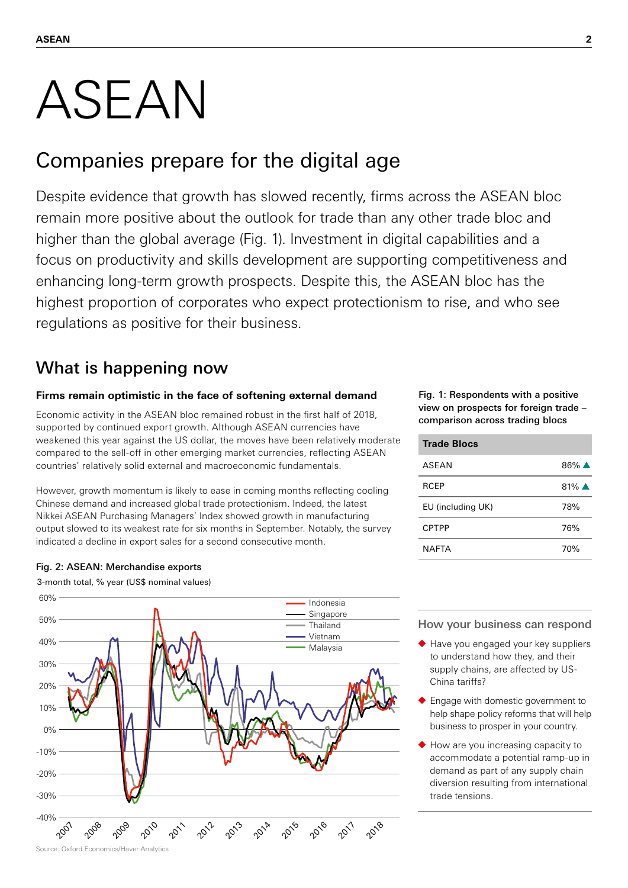# ASEAN

## Companies prepare for the digital age

Despite evidence that growth has slowed recently, firms across the ASEAN bloc remain more positive about the outlook for trade than any other trade bloc and higher than the global average (Fig. 1). Investment in digital capabilities and a focus on productivity and skills development are supporting competitiveness and enhancing long-term growth prospects. Despite this, the ASEAN bloc has the highest proportion of corporates who expect protectionism to rise, and who see regulations as positive for their business.

## What is happening now

### Firms remain optimistic in the face of softening external demand

Economic activity in the ASEAN bloc remained robust in the first half of 2018, supported by continued export growth. Although ASEAN currencies have weakened this year against the US dollar, the moves have been relatively moderate compared to the sell-off in other emerging market currencies, reflecting ASEAN countries' relatively solid external and macroeconomic fundamentals.

However, growth momentum is likely to ease in coming months reflecting cooling Chinese demand and increased global trade protectionism. Indeed, the latest Nikkei ASEAN Purchasing Managers' Index showed growth in manufacturing output slowed to its weakest rate for six months in September. Notably, the survey indicated a decline in export sales for a second consecutive month.

**Fig. 2: ASEAN: Merchandise exports**

3-month total, % year (US$ nominal values)

Source: Oxford Economics/Haver Analytics

**Fig. 1: Respondents with a positive view on prospects for foreign trade – comparison across trading blocs**

| Trade Blocs | |
|---|---|
| ASEAN | 86% ▲ |
| RCEP | 81% ▲ |
| EU (including UK) | 78% |
| CPTPP | 76% |
| NAFTA | 70% |

### How your business can respond

- Have you engaged your key suppliers to understand how they, and their supply chains, are affected by US-China tariffs?
- Engage with domestic government to help shape policy reforms that will help business to prosper in your country.
- How are you increasing capacity to accommodate a potential ramp-up in demand as part of any supply chain diversion resulting from international trade tensions.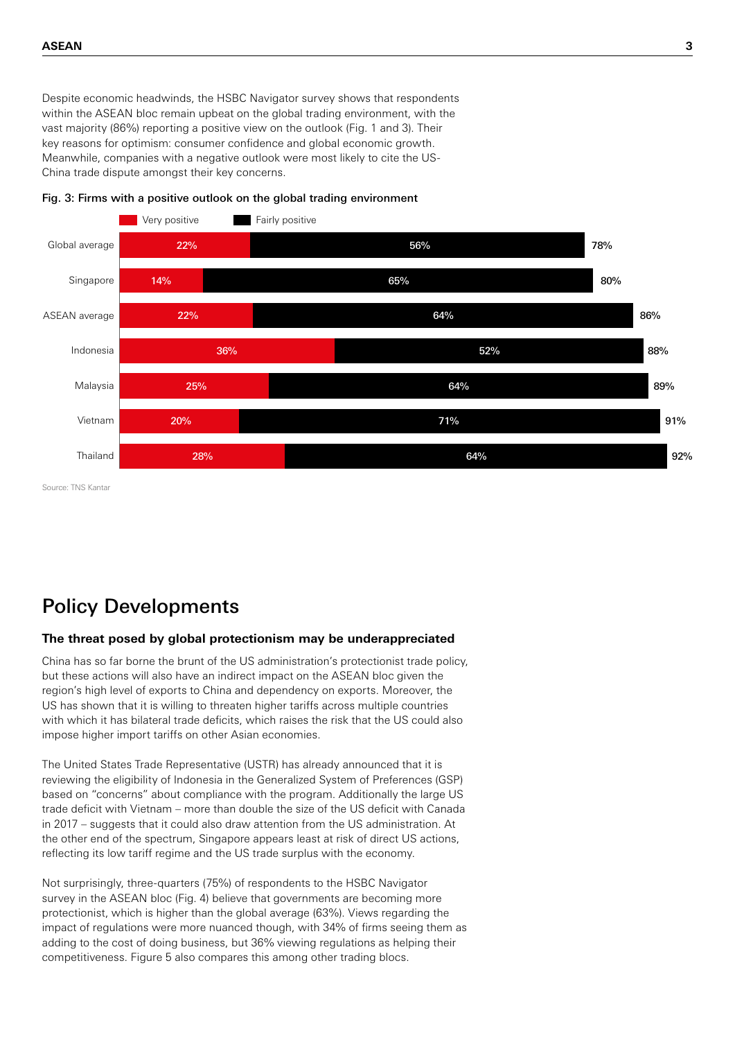Despite economic headwinds, the HSBC Navigator survey shows that respondents within the ASEAN bloc remain upbeat on the global trading environment, with the vast majority (86%) reporting a positive view on the outlook (Fig. 1 and 3). Their key reasons for optimism: consumer confidence and global economic growth. Meanwhile, companies with a negative outlook were most likely to cite the US-China trade dispute amongst their key concerns.

Fig. 3: Firms with a positive outlook on the global trading environment

| | Very positive | Fairly positive | Total |
|---|---|---|---|
| Global average | 22% | 56% | 78% |
| Singapore | 14% | 65% | 80% |
| ASEAN average | 22% | 64% | 86% |
| Indonesia | 36% | 52% | 88% |
| Malaysia | 25% | 64% | 89% |
| Vietnam | 20% | 71% | 91% |
| Thailand | 28% | 64% | 92% |

Source: TNS Kantar

## Policy Developments

### The threat posed by global protectionism may be underappreciated

China has so far borne the brunt of the US administration's protectionist trade policy, but these actions will also have an indirect impact on the ASEAN bloc given the region's high level of exports to China and dependency on exports. Moreover, the US has shown that it is willing to threaten higher tariffs across multiple countries with which it has bilateral trade deficits, which raises the risk that the US could also impose higher import tariffs on other Asian economies.

The United States Trade Representative (USTR) has already announced that it is reviewing the eligibility of Indonesia in the Generalized System of Preferences (GSP) based on "concerns" about compliance with the program. Additionally the large US trade deficit with Vietnam – more than double the size of the US deficit with Canada in 2017 – suggests that it could also draw attention from the US administration. At the other end of the spectrum, Singapore appears least at risk of direct US actions, reflecting its low tariff regime and the US trade surplus with the economy.

Not surprisingly, three-quarters (75%) of respondents to the HSBC Navigator survey in the ASEAN bloc (Fig. 4) believe that governments are becoming more protectionist, which is higher than the global average (63%). Views regarding the impact of regulations were more nuanced though, with 34% of firms seeing them as adding to the cost of doing business, but 36% viewing regulations as helping their competitiveness. Figure 5 also compares this among other trading blocs.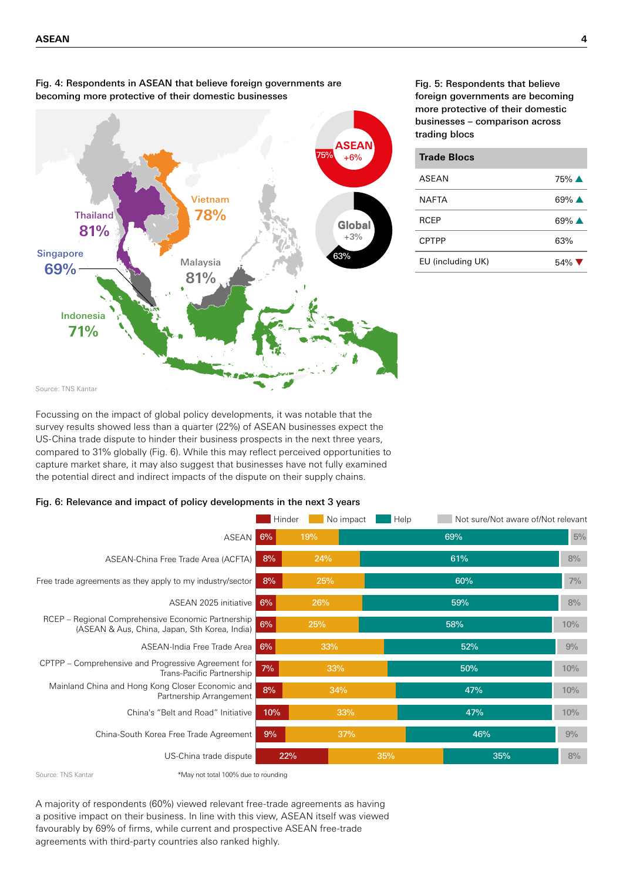**Fig. 4: Respondents in ASEAN that believe foreign governments are becoming more protective of their domestic businesses**

| Country/Region | % |
|---|---|
| Thailand | 81% |
| Vietnam | 78% |
| Malaysia | 81% |
| Singapore | 69% |
| Indonesia | 71% |
| ASEAN (+6%) | 75% |
| Global (+3%) | 63% |

Source: TNS Kantar

**Fig. 5: Respondents that believe foreign governments are becoming more protective of their domestic businesses – comparison across trading blocs**

| Trade Blocs | |
|---|---|
| ASEAN | 75% ▲ |
| NAFTA | 69% ▲ |
| RCEP | 69% ▲ |
| CPTPP | 63% |
| EU (including UK) | 54% ▼ |

Focussing on the impact of global policy developments, it was notable that the survey results showed less than a quarter (22%) of ASEAN businesses expect the US-China trade dispute to hinder their business prospects in the next three years, compared to 31% globally (Fig. 6). While this may reflect perceived opportunities to capture market share, it may also suggest that businesses have not fully examined the potential direct and indirect impacts of the dispute on their supply chains.

**Fig. 6: Relevance and impact of policy developments in the next 3 years**

| | Hinder | No impact | Help | Not sure/Not aware of/Not relevant |
|---|---|---|---|---|
| ASEAN | 6% | 19% | 69% | 5% |
| ASEAN-China Free Trade Area (ACFTA) | 8% | 24% | 61% | 8% |
| Free trade agreements as they apply to my industry/sector | 8% | 25% | 60% | 7% |
| ASEAN 2025 initiative | 6% | 26% | 59% | 8% |
| RCEP – Regional Comprehensive Economic Partnership (ASEAN & Aus, China, Japan, Sth Korea, India) | 6% | 25% | 58% | 10% |
| ASEAN-India Free Trade Area | 6% | 33% | 52% | 9% |
| CPTPP – Comprehensive and Progressive Agreement for Trans-Pacific Partnership | 7% | 33% | 50% | 10% |
| Mainland China and Hong Kong Closer Economic and Partnership Arrangement | 8% | 34% | 47% | 10% |
| China's "Belt and Road" Initiative | 10% | 33% | 47% | 10% |
| China-South Korea Free Trade Agreement | 9% | 37% | 46% | 9% |
| US-China trade dispute | 22% | 35% | 35% | 8% |

Source: TNS Kantar

*May not total 100% due to rounding

A majority of respondents (60%) viewed relevant free-trade agreements as having a positive impact on their business. In line with this view, ASEAN itself was viewed favourably by 69% of firms, while current and prospective ASEAN free-trade agreements with third-party countries also ranked highly.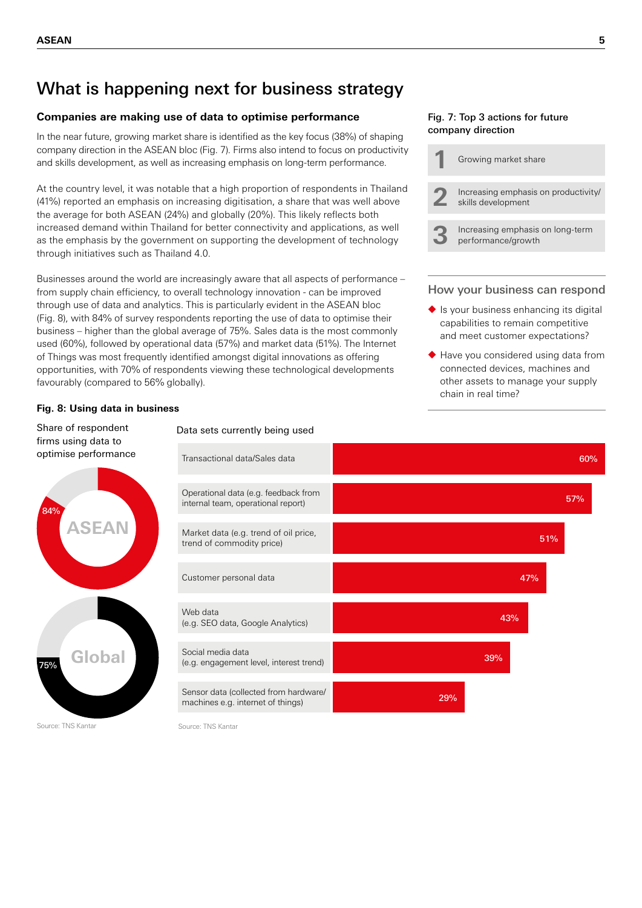# What is happening next for business strategy

## Companies are making use of data to optimise performance

In the near future, growing market share is identified as the key focus (38%) of shaping company direction in the ASEAN bloc (Fig. 7). Firms also intend to focus on productivity and skills development, as well as increasing emphasis on long-term performance.

At the country level, it was notable that a high proportion of respondents in Thailand (41%) reported an emphasis on increasing digitisation, a share that was well above the average for both ASEAN (24%) and globally (20%). This likely reflects both increased demand within Thailand for better connectivity and applications, as well as the emphasis by the government on supporting the development of technology through initiatives such as Thailand 4.0.

Businesses around the world are increasingly aware that all aspects of performance – from supply chain efficiency, to overall technology innovation - can be improved through use of data and analytics. This is particularly evident in the ASEAN bloc (Fig. 8), with 84% of survey respondents reporting the use of data to optimise their business – higher than the global average of 75%. Sales data is the most commonly used (60%), followed by operational data (57%) and market data (51%). The Internet of Things was most frequently identified amongst digital innovations as offering opportunities, with 70% of respondents viewing these technological developments favourably (compared to 56% globally).

### Fig. 7: Top 3 actions for future company direction

1. Growing market share
2. Increasing emphasis on productivity/ skills development
3. Increasing emphasis on long-term performance/growth

### How your business can respond

- Is your business enhancing its digital capabilities to remain competitive and meet customer expectations?
- Have you considered using data from connected devices, machines and other assets to manage your supply chain in real time?

### Fig. 8: Using data in business

Share of respondent firms using data to optimise performance

| Region | Share |
|---|---|
| ASEAN | 84% |
| Global | 75% |

Source: TNS Kantar

Data sets currently being used

| Data set | Share |
|---|---|
| Transactional data/Sales data | 60% |
| Operational data (e.g. feedback from internal team, operational report) | 57% |
| Market data (e.g. trend of oil price, trend of commodity price) | 51% |
| Customer personal data | 47% |
| Web data (e.g. SEO data, Google Analytics) | 43% |
| Social media data (e.g. engagement level, interest trend) | 39% |
| Sensor data (collected from hardware/ machines e.g. internet of things) | 29% |

Source: TNS Kantar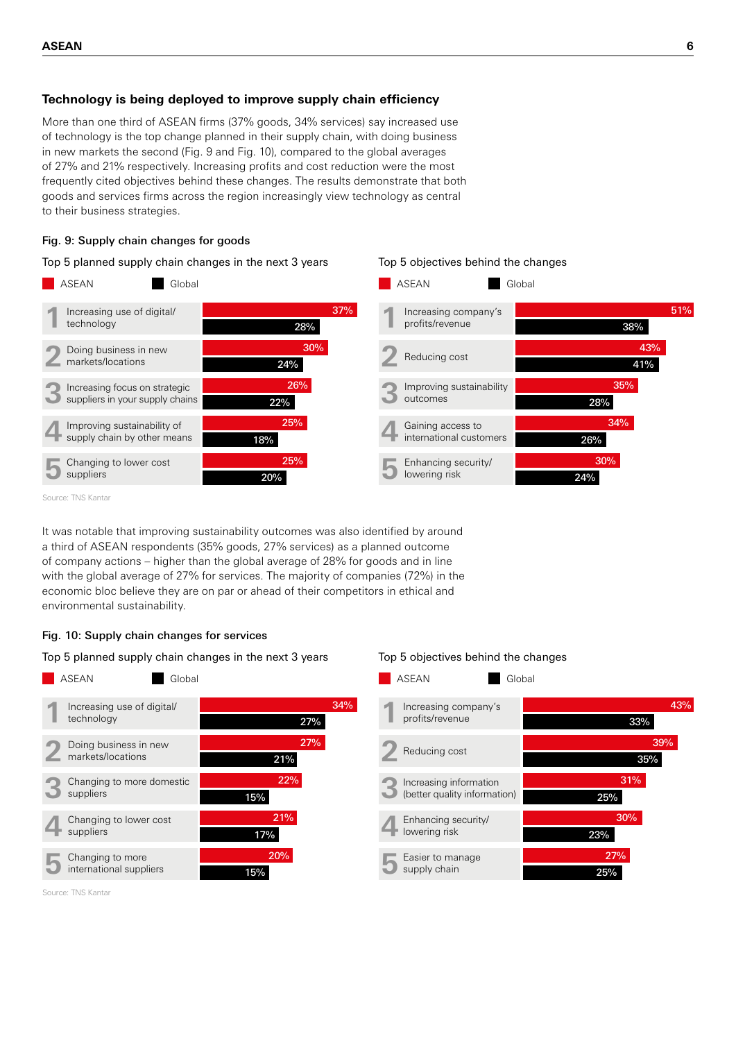## Technology is being deployed to improve supply chain efficiency

More than one third of ASEAN firms (37% goods, 34% services) say increased use of technology is the top change planned in their supply chain, with doing business in new markets the second (Fig. 9 and Fig. 10), compared to the global averages of 27% and 21% respectively. Increasing profits and cost reduction were the most frequently cited objectives behind these changes. The results demonstrate that both goods and services firms across the region increasingly view technology as central to their business strategies.

### Fig. 9: Supply chain changes for goods

**Top 5 planned supply chain changes in the next 3 years**

| Rank | Change | ASEAN | Global |
|---|---|---|---|
| 1 | Increasing use of digital/ technology | 37% | 28% |
| 2 | Doing business in new markets/locations | 30% | 24% |
| 3 | Increasing focus on strategic suppliers in your supply chains | 26% | 22% |
| 4 | Improving sustainability of supply chain by other means | 25% | 18% |
| 5 | Changing to lower cost suppliers | 25% | 20% |

**Top 5 objectives behind the changes**

| Rank | Objective | ASEAN | Global |
|---|---|---|---|
| 1 | Increasing company's profits/revenue | 51% | 38% |
| 2 | Reducing cost | 43% | 41% |
| 3 | Improving sustainability outcomes | 35% | 28% |
| 4 | Gaining access to international customers | 34% | 26% |
| 5 | Enhancing security/ lowering risk | 30% | 24% |

Source: TNS Kantar

It was notable that improving sustainability outcomes was also identified by around a third of ASEAN respondents (35% goods, 27% services) as a planned outcome of company actions – higher than the global average of 28% for goods and in line with the global average of 27% for services. The majority of companies (72%) in the economic bloc believe they are on par or ahead of their competitors in ethical and environmental sustainability.

### Fig. 10: Supply chain changes for services

**Top 5 planned supply chain changes in the next 3 years**

| Rank | Change | ASEAN | Global |
|---|---|---|---|
| 1 | Increasing use of digital/ technology | 34% | 27% |
| 2 | Doing business in new markets/locations | 27% | 21% |
| 3 | Changing to more domestic suppliers | 22% | 15% |
| 4 | Changing to lower cost suppliers | 21% | 17% |
| 5 | Changing to more international suppliers | 20% | 15% |

**Top 5 objectives behind the changes**

| Rank | Objective | ASEAN | Global |
|---|---|---|---|
| 1 | Increasing company's profits/revenue | 43% | 33% |
| 2 | Reducing cost | 39% | 35% |
| 3 | Increasing information (better quality information) | 31% | 25% |
| 4 | Enhancing security/ lowering risk | 30% | 23% |
| 5 | Easier to manage supply chain | 27% | 25% |

Source: TNS Kantar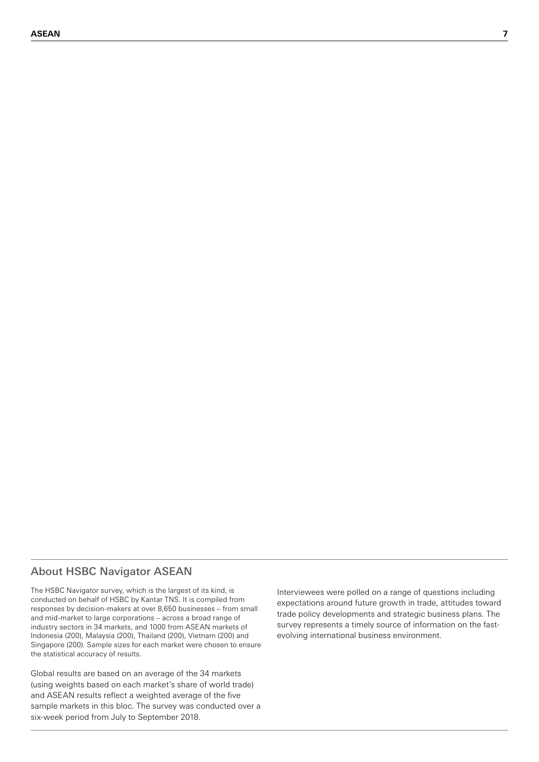## About HSBC Navigator ASEAN

The HSBC Navigator survey, which is the largest of its kind, is conducted on behalf of HSBC by Kantar TNS. It is compiled from responses by decision-makers at over 8,650 businesses – from small and mid-market to large corporations – across a broad range of industry sectors in 34 markets, and 1000 from ASEAN markets of Indonesia (200), Malaysia (200), Thailand (200), Vietnam (200) and Singapore (200). Sample sizes for each market were chosen to ensure the statistical accuracy of results.

Global results are based on an average of the 34 markets (using weights based on each market's share of world trade) and ASEAN results reflect a weighted average of the five sample markets in this bloc. The survey was conducted over a six-week period from July to September 2018.

Interviewees were polled on a range of questions including expectations around future growth in trade, attitudes toward trade policy developments and strategic business plans. The survey represents a timely source of information on the fast-evolving international business environment.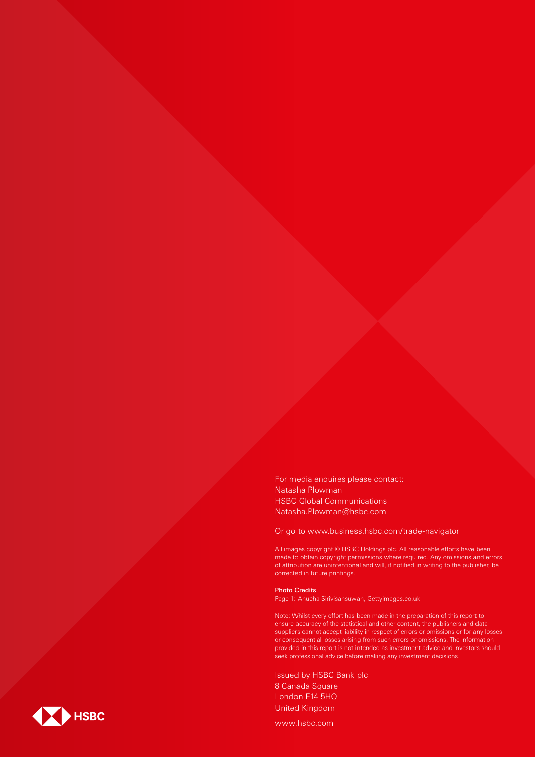For media enquires please contact:
Natasha Plowman
HSBC Global Communications
Natasha.Plowman@hsbc.com

Or go to www.business.hsbc.com/trade-navigator

All images copyright © HSBC Holdings plc. All reasonable efforts have been made to obtain copyright permissions where required. Any omissions and errors of attribution are unintentional and will, if notified in writing to the publisher, be corrected in future printings.

**Photo Credits**
Page 1: Anucha Sirivisansuwan, Gettyimages.co.uk

Note: Whilst every effort has been made in the preparation of this report to ensure accuracy of the statistical and other content, the publishers and data suppliers cannot accept liability in respect of errors or omissions or for any losses or consequential losses arising from such errors or omissions. The information provided in this report is not intended as investment advice and investors should seek professional advice before making any investment decisions.

Issued by HSBC Bank plc
8 Canada Square
London E14 5HQ
United Kingdom

www.hsbc.com

HSBC